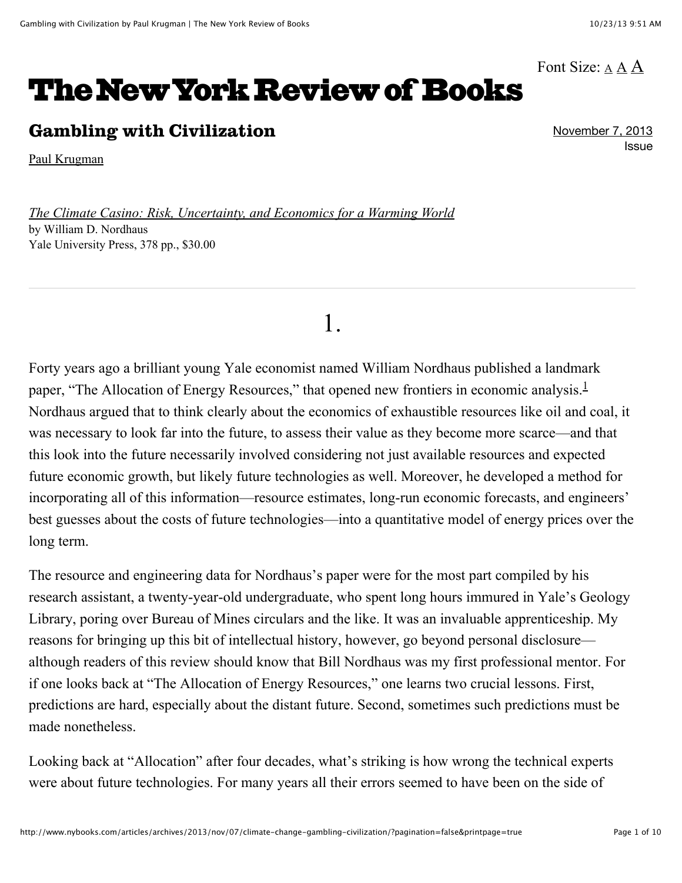# The New York Review of Books

## Gambling with Civilization

Paul Krugman

November 7, 2013 Issue

*The Climate Casino: Risk, Uncertainty, and Economics for a Warming World*
by William D. Nordhaus
Yale University Press, 378 pp., $30.00

---

### 1.

Forty years ago a brilliant young Yale economist named William Nordhaus published a landmark paper, "The Allocation of Energy Resources," that opened new frontiers in economic analysis.[1] Nordhaus argued that to think clearly about the economics of exhaustible resources like oil and coal, it was necessary to look far into the future, to assess their value as they become more scarce—and that this look into the future necessarily involved considering not just available resources and expected future economic growth, but likely future technologies as well. Moreover, he developed a method for incorporating all of this information—resource estimates, long-run economic forecasts, and engineers' best guesses about the costs of future technologies—into a quantitative model of energy prices over the long term.

The resource and engineering data for Nordhaus's paper were for the most part compiled by his research assistant, a twenty-year-old undergraduate, who spent long hours immured in Yale's Geology Library, poring over Bureau of Mines circulars and the like. It was an invaluable apprenticeship. My reasons for bringing up this bit of intellectual history, however, go beyond personal disclosure—although readers of this review should know that Bill Nordhaus was my first professional mentor. For if one looks back at "The Allocation of Energy Resources," one learns two crucial lessons. First, predictions are hard, especially about the distant future. Second, sometimes such predictions must be made nonetheless.

Looking back at "Allocation" after four decades, what's striking is how wrong the technical experts were about future technologies. For many years all their errors seemed to have been on the side of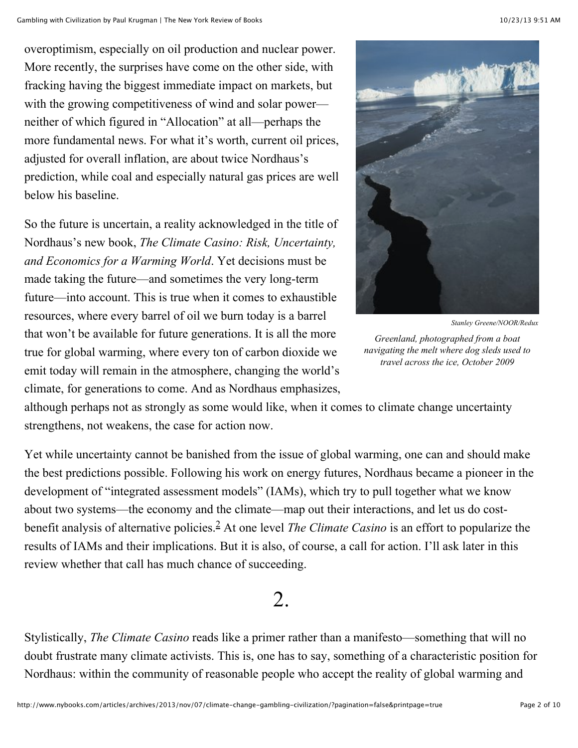overoptimism, especially on oil production and nuclear power. More recently, the surprises have come on the other side, with fracking having the biggest immediate impact on markets, but with the growing competitiveness of wind and solar power—neither of which figured in "Allocation" at all—perhaps the more fundamental news. For what it's worth, current oil prices, adjusted for overall inflation, are about twice Nordhaus's prediction, while coal and especially natural gas prices are well below his baseline.

Stanley Greene/NOOR/Redux

*Greenland, photographed from a boat navigating the melt where dog sleds used to travel across the ice, October 2009*

So the future is uncertain, a reality acknowledged in the title of Nordhaus's new book, *The Climate Casino: Risk, Uncertainty, and Economics for a Warming World*. Yet decisions must be made taking the future—and sometimes the very long-term future—into account. This is true when it comes to exhaustible resources, where every barrel of oil we burn today is a barrel that won't be available for future generations. It is all the more true for global warming, where every ton of carbon dioxide we emit today will remain in the atmosphere, changing the world's climate, for generations to come. And as Nordhaus emphasizes, although perhaps not as strongly as some would like, when it comes to climate change uncertainty strengthens, not weakens, the case for action now.

Yet while uncertainty cannot be banished from the issue of global warming, one can and should make the best predictions possible. Following his work on energy futures, Nordhaus became a pioneer in the development of "integrated assessment models" (IAMs), which try to pull together what we know about two systems—the economy and the climate—map out their interactions, and let us do cost-benefit analysis of alternative policies.[2] At one level *The Climate Casino* is an effort to popularize the results of IAMs and their implications. But it is also, of course, a call for action. I'll ask later in this review whether that call has much chance of succeeding.

## 2.

Stylistically, *The Climate Casino* reads like a primer rather than a manifesto—something that will no doubt frustrate many climate activists. This is, one has to say, something of a characteristic position for Nordhaus: within the community of reasonable people who accept the reality of global warming and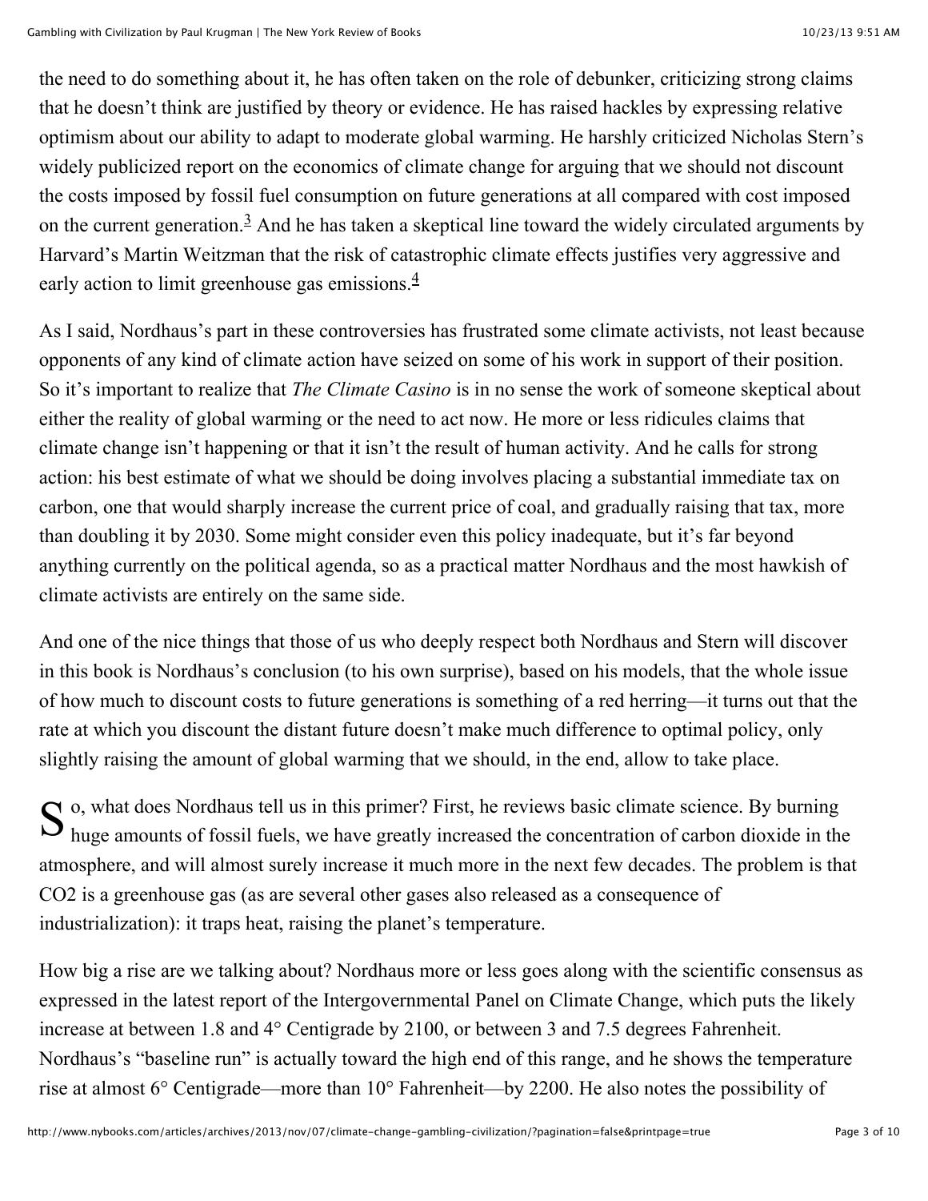the need to do something about it, he has often taken on the role of debunker, criticizing strong claims that he doesn't think are justified by theory or evidence. He has raised hackles by expressing relative optimism about our ability to adapt to moderate global warming. He harshly criticized Nicholas Stern's widely publicized report on the economics of climate change for arguing that we should not discount the costs imposed by fossil fuel consumption on future generations at all compared with cost imposed on the current generation.[3] And he has taken a skeptical line toward the widely circulated arguments by Harvard's Martin Weitzman that the risk of catastrophic climate effects justifies very aggressive and early action to limit greenhouse gas emissions.[4]

As I said, Nordhaus's part in these controversies has frustrated some climate activists, not least because opponents of any kind of climate action have seized on some of his work in support of their position. So it's important to realize that *The Climate Casino* is in no sense the work of someone skeptical about either the reality of global warming or the need to act now. He more or less ridicules claims that climate change isn't happening or that it isn't the result of human activity. And he calls for strong action: his best estimate of what we should be doing involves placing a substantial immediate tax on carbon, one that would sharply increase the current price of coal, and gradually raising that tax, more than doubling it by 2030. Some might consider even this policy inadequate, but it's far beyond anything currently on the political agenda, so as a practical matter Nordhaus and the most hawkish of climate activists are entirely on the same side.

And one of the nice things that those of us who deeply respect both Nordhaus and Stern will discover in this book is Nordhaus's conclusion (to his own surprise), based on his models, that the whole issue of how much to discount costs to future generations is something of a red herring—it turns out that the rate at which you discount the distant future doesn't make much difference to optimal policy, only slightly raising the amount of global warming that we should, in the end, allow to take place.

So, what does Nordhaus tell us in this primer? First, he reviews basic climate science. By burning huge amounts of fossil fuels, we have greatly increased the concentration of carbon dioxide in the atmosphere, and will almost surely increase it much more in the next few decades. The problem is that $CO_2$ is a greenhouse gas (as are several other gases also released as a consequence of industrialization): it traps heat, raising the planet's temperature.

How big a rise are we talking about? Nordhaus more or less goes along with the scientific consensus as expressed in the latest report of the Intergovernmental Panel on Climate Change, which puts the likely increase at between 1.8 and 4° Centigrade by 2100, or between 3 and 7.5 degrees Fahrenheit. Nordhaus's "baseline run" is actually toward the high end of this range, and he shows the temperature rise at almost 6° Centigrade—more than 10° Fahrenheit—by 2200. He also notes the possibility of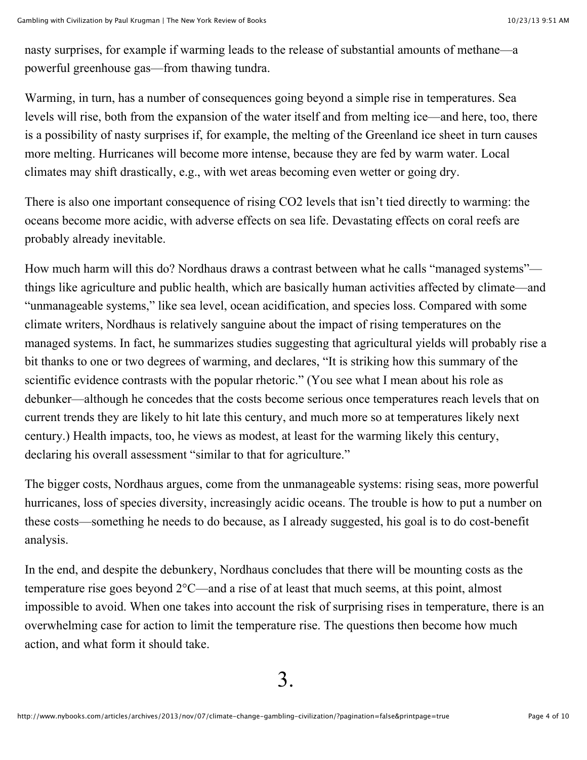nasty surprises, for example if warming leads to the release of substantial amounts of methane—a powerful greenhouse gas—from thawing tundra.

Warming, in turn, has a number of consequences going beyond a simple rise in temperatures. Sea levels will rise, both from the expansion of the water itself and from melting ice—and here, too, there is a possibility of nasty surprises if, for example, the melting of the Greenland ice sheet in turn causes more melting. Hurricanes will become more intense, because they are fed by warm water. Local climates may shift drastically, e.g., with wet areas becoming even wetter or going dry.

There is also one important consequence of rising $CO_2$ levels that isn't tied directly to warming: the oceans become more acidic, with adverse effects on sea life. Devastating effects on coral reefs are probably already inevitable.

How much harm will this do? Nordhaus draws a contrast between what he calls "managed systems"—things like agriculture and public health, which are basically human activities affected by climate—and "unmanageable systems," like sea level, ocean acidification, and species loss. Compared with some climate writers, Nordhaus is relatively sanguine about the impact of rising temperatures on the managed systems. In fact, he summarizes studies suggesting that agricultural yields will probably rise a bit thanks to one or two degrees of warming, and declares, "It is striking how this summary of the scientific evidence contrasts with the popular rhetoric." (You see what I mean about his role as debunker—although he concedes that the costs become serious once temperatures reach levels that on current trends they are likely to hit late this century, and much more so at temperatures likely next century.) Health impacts, too, he views as modest, at least for the warming likely this century, declaring his overall assessment "similar to that for agriculture."

The bigger costs, Nordhaus argues, come from the unmanageable systems: rising seas, more powerful hurricanes, loss of species diversity, increasingly acidic oceans. The trouble is how to put a number on these costs—something he needs to do because, as I already suggested, his goal is to do cost-benefit analysis.

In the end, and despite the debunkery, Nordhaus concludes that there will be mounting costs as the temperature rise goes beyond 2°C—and a rise of at least that much seems, at this point, almost impossible to avoid. When one takes into account the risk of surprising rises in temperature, there is an overwhelming case for action to limit the temperature rise. The questions then become how much action, and what form it should take.

## 3.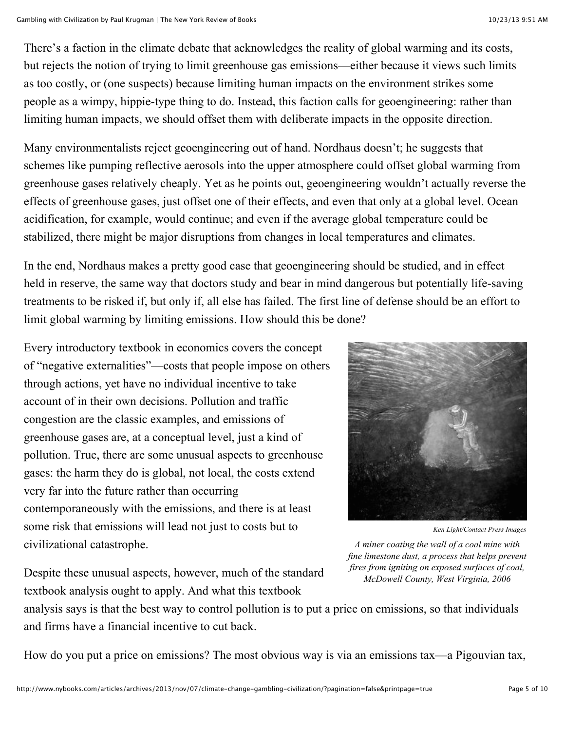There's a faction in the climate debate that acknowledges the reality of global warming and its costs, but rejects the notion of trying to limit greenhouse gas emissions—either because it views such limits as too costly, or (one suspects) because limiting human impacts on the environment strikes some people as a wimpy, hippie-type thing to do. Instead, this faction calls for geoengineering: rather than limiting human impacts, we should offset them with deliberate impacts in the opposite direction.

Many environmentalists reject geoengineering out of hand. Nordhaus doesn't; he suggests that schemes like pumping reflective aerosols into the upper atmosphere could offset global warming from greenhouse gases relatively cheaply. Yet as he points out, geoengineering wouldn't actually reverse the effects of greenhouse gases, just offset one of their effects, and even that only at a global level. Ocean acidification, for example, would continue; and even if the average global temperature could be stabilized, there might be major disruptions from changes in local temperatures and climates.

In the end, Nordhaus makes a pretty good case that geoengineering should be studied, and in effect held in reserve, the same way that doctors study and bear in mind dangerous but potentially life-saving treatments to be risked if, but only if, all else has failed. The first line of defense should be an effort to limit global warming by limiting emissions. How should this be done?

Every introductory textbook in economics covers the concept of "negative externalities"—costs that people impose on others through actions, yet have no individual incentive to take account of in their own decisions. Pollution and traffic congestion are the classic examples, and emissions of greenhouse gases are, at a conceptual level, just a kind of pollution. True, there are some unusual aspects to greenhouse gases: the harm they do is global, not local, the costs extend very far into the future rather than occurring contemporaneously with the emissions, and there is at least some risk that emissions will lead not just to costs but to civilizational catastrophe.

*Ken Light/Contact Press Images*

*A miner coating the wall of a coal mine with fine limestone dust, a process that helps prevent fires from igniting on exposed surfaces of coal, McDowell County, West Virginia, 2006*

Despite these unusual aspects, however, much of the standard textbook analysis ought to apply. And what this textbook analysis says is that the best way to control pollution is to put a price on emissions, so that individuals and firms have a financial incentive to cut back.

How do you put a price on emissions? The most obvious way is via an emissions tax—a Pigouvian tax,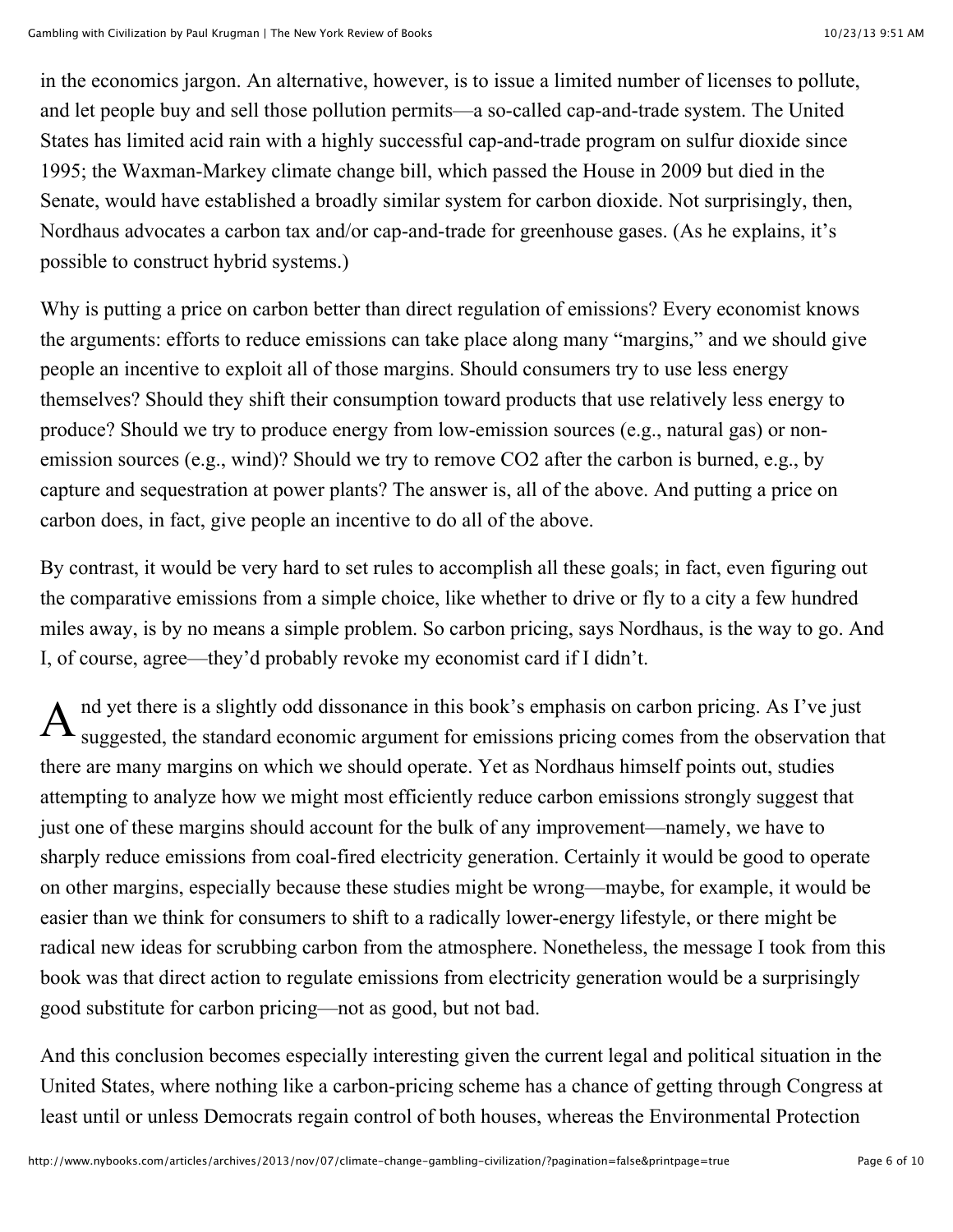in the economics jargon. An alternative, however, is to issue a limited number of licenses to pollute, and let people buy and sell those pollution permits—a so-called cap-and-trade system. The United States has limited acid rain with a highly successful cap-and-trade program on sulfur dioxide since 1995; the Waxman-Markey climate change bill, which passed the House in 2009 but died in the Senate, would have established a broadly similar system for carbon dioxide. Not surprisingly, then, Nordhaus advocates a carbon tax and/or cap-and-trade for greenhouse gases. (As he explains, it's possible to construct hybrid systems.)

Why is putting a price on carbon better than direct regulation of emissions? Every economist knows the arguments: efforts to reduce emissions can take place along many "margins," and we should give people an incentive to exploit all of those margins. Should consumers try to use less energy themselves? Should they shift their consumption toward products that use relatively less energy to produce? Should we try to produce energy from low-emission sources (e.g., natural gas) or non-emission sources (e.g., wind)? Should we try to remove $CO_2$ after the carbon is burned, e.g., by capture and sequestration at power plants? The answer is, all of the above. And putting a price on carbon does, in fact, give people an incentive to do all of the above.

By contrast, it would be very hard to set rules to accomplish all these goals; in fact, even figuring out the comparative emissions from a simple choice, like whether to drive or fly to a city a few hundred miles away, is by no means a simple problem. So carbon pricing, says Nordhaus, is the way to go. And I, of course, agree—they'd probably revoke my economist card if I didn't.

And yet there is a slightly odd dissonance in this book's emphasis on carbon pricing. As I've just suggested, the standard economic argument for emissions pricing comes from the observation that there are many margins on which we should operate. Yet as Nordhaus himself points out, studies attempting to analyze how we might most efficiently reduce carbon emissions strongly suggest that just one of these margins should account for the bulk of any improvement—namely, we have to sharply reduce emissions from coal-fired electricity generation. Certainly it would be good to operate on other margins, especially because these studies might be wrong—maybe, for example, it would be easier than we think for consumers to shift to a radically lower-energy lifestyle, or there might be radical new ideas for scrubbing carbon from the atmosphere. Nonetheless, the message I took from this book was that direct action to regulate emissions from electricity generation would be a surprisingly good substitute for carbon pricing—not as good, but not bad.

And this conclusion becomes especially interesting given the current legal and political situation in the United States, where nothing like a carbon-pricing scheme has a chance of getting through Congress at least until or unless Democrats regain control of both houses, whereas the Environmental Protection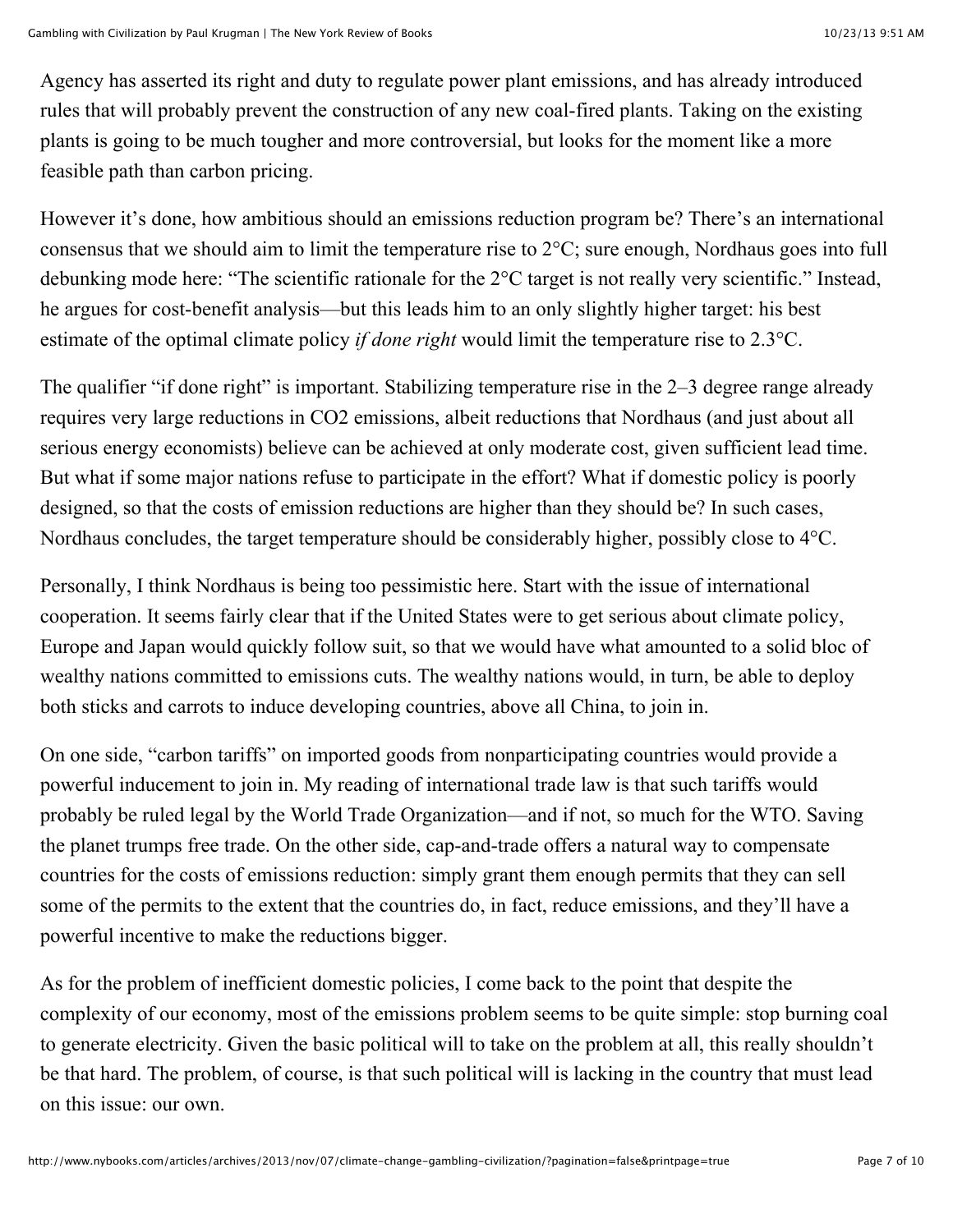Agency has asserted its right and duty to regulate power plant emissions, and has already introduced rules that will probably prevent the construction of any new coal-fired plants. Taking on the existing plants is going to be much tougher and more controversial, but looks for the moment like a more feasible path than carbon pricing.

However it's done, how ambitious should an emissions reduction program be? There's an international consensus that we should aim to limit the temperature rise to 2°C; sure enough, Nordhaus goes into full debunking mode here: "The scientific rationale for the 2°C target is not really very scientific." Instead, he argues for cost-benefit analysis—but this leads him to an only slightly higher target: his best estimate of the optimal climate policy *if done right* would limit the temperature rise to 2.3°C.

The qualifier "if done right" is important. Stabilizing temperature rise in the 2–3 degree range already requires very large reductions in $CO_2$ emissions, albeit reductions that Nordhaus (and just about all serious energy economists) believe can be achieved at only moderate cost, given sufficient lead time. But what if some major nations refuse to participate in the effort? What if domestic policy is poorly designed, so that the costs of emission reductions are higher than they should be? In such cases, Nordhaus concludes, the target temperature should be considerably higher, possibly close to 4°C.

Personally, I think Nordhaus is being too pessimistic here. Start with the issue of international cooperation. It seems fairly clear that if the United States were to get serious about climate policy, Europe and Japan would quickly follow suit, so that we would have what amounted to a solid bloc of wealthy nations committed to emissions cuts. The wealthy nations would, in turn, be able to deploy both sticks and carrots to induce developing countries, above all China, to join in.

On one side, "carbon tariffs" on imported goods from nonparticipating countries would provide a powerful inducement to join in. My reading of international trade law is that such tariffs would probably be ruled legal by the World Trade Organization—and if not, so much for the WTO. Saving the planet trumps free trade. On the other side, cap-and-trade offers a natural way to compensate countries for the costs of emissions reduction: simply grant them enough permits that they can sell some of the permits to the extent that the countries do, in fact, reduce emissions, and they'll have a powerful incentive to make the reductions bigger.

As for the problem of inefficient domestic policies, I come back to the point that despite the complexity of our economy, most of the emissions problem seems to be quite simple: stop burning coal to generate electricity. Given the basic political will to take on the problem at all, this really shouldn't be that hard. The problem, of course, is that such political will is lacking in the country that must lead on this issue: our own.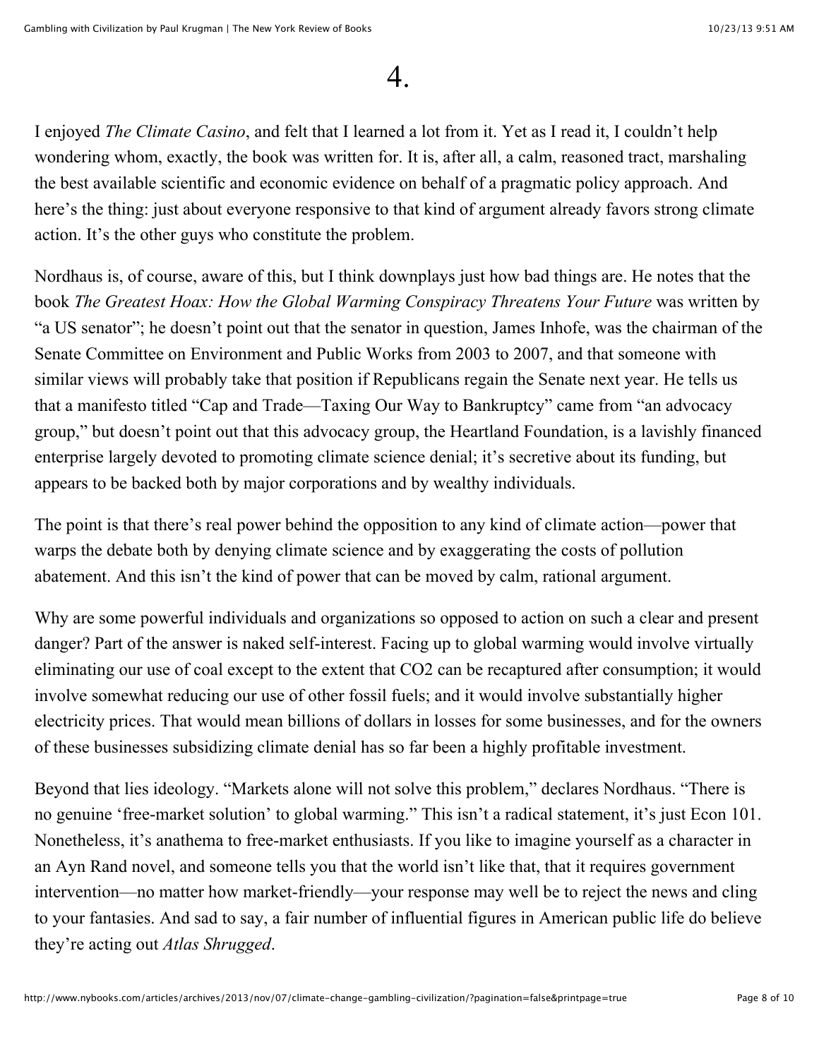## 4.

I enjoyed *The Climate Casino*, and felt that I learned a lot from it. Yet as I read it, I couldn't help wondering whom, exactly, the book was written for. It is, after all, a calm, reasoned tract, marshaling the best available scientific and economic evidence on behalf of a pragmatic policy approach. And here's the thing: just about everyone responsive to that kind of argument already favors strong climate action. It's the other guys who constitute the problem.

Nordhaus is, of course, aware of this, but I think downplays just how bad things are. He notes that the book *The Greatest Hoax: How the Global Warming Conspiracy Threatens Your Future* was written by "a US senator"; he doesn't point out that the senator in question, James Inhofe, was the chairman of the Senate Committee on Environment and Public Works from 2003 to 2007, and that someone with similar views will probably take that position if Republicans regain the Senate next year. He tells us that a manifesto titled "Cap and Trade—Taxing Our Way to Bankruptcy" came from "an advocacy group," but doesn't point out that this advocacy group, the Heartland Foundation, is a lavishly financed enterprise largely devoted to promoting climate science denial; it's secretive about its funding, but appears to be backed both by major corporations and by wealthy individuals.

The point is that there's real power behind the opposition to any kind of climate action—power that warps the debate both by denying climate science and by exaggerating the costs of pollution abatement. And this isn't the kind of power that can be moved by calm, rational argument.

Why are some powerful individuals and organizations so opposed to action on such a clear and present danger? Part of the answer is naked self-interest. Facing up to global warming would involve virtually eliminating our use of coal except to the extent that $CO_2$ can be recaptured after consumption; it would involve somewhat reducing our use of other fossil fuels; and it would involve substantially higher electricity prices. That would mean billions of dollars in losses for some businesses, and for the owners of these businesses subsidizing climate denial has so far been a highly profitable investment.

Beyond that lies ideology. "Markets alone will not solve this problem," declares Nordhaus. "There is no genuine 'free-market solution' to global warming." This isn't a radical statement, it's just Econ 101. Nonetheless, it's anathema to free-market enthusiasts. If you like to imagine yourself as a character in an Ayn Rand novel, and someone tells you that the world isn't like that, that it requires government intervention—no matter how market-friendly—your response may well be to reject the news and cling to your fantasies. And sad to say, a fair number of influential figures in American public life do believe they're acting out *Atlas Shrugged*.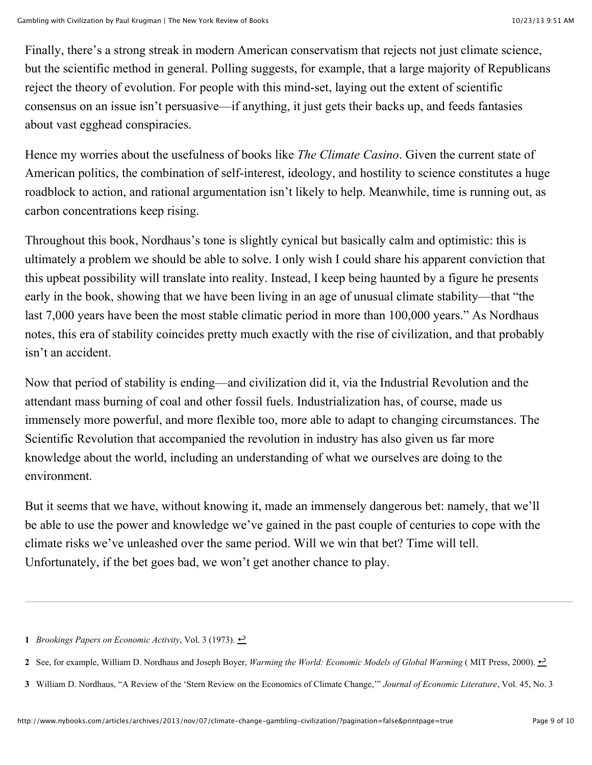Finally, there's a strong streak in modern American conservatism that rejects not just climate science, but the scientific method in general. Polling suggests, for example, that a large majority of Republicans reject the theory of evolution. For people with this mind-set, laying out the extent of scientific consensus on an issue isn't persuasive—if anything, it just gets their backs up, and feeds fantasies about vast egghead conspiracies.

Hence my worries about the usefulness of books like *The Climate Casino*. Given the current state of American politics, the combination of self-interest, ideology, and hostility to science constitutes a huge roadblock to action, and rational argumentation isn't likely to help. Meanwhile, time is running out, as carbon concentrations keep rising.

Throughout this book, Nordhaus's tone is slightly cynical but basically calm and optimistic: this is ultimately a problem we should be able to solve. I only wish I could share his apparent conviction that this upbeat possibility will translate into reality. Instead, I keep being haunted by a figure he presents early in the book, showing that we have been living in an age of unusual climate stability—that "the last 7,000 years have been the most stable climatic period in more than 100,000 years." As Nordhaus notes, this era of stability coincides pretty much exactly with the rise of civilization, and that probably isn't an accident.

Now that period of stability is ending—and civilization did it, via the Industrial Revolution and the attendant mass burning of coal and other fossil fuels. Industrialization has, of course, made us immensely more powerful, and more flexible too, more able to adapt to changing circumstances. The Scientific Revolution that accompanied the revolution in industry has also given us far more knowledge about the world, including an understanding of what we ourselves are doing to the environment.

But it seems that we have, without knowing it, made an immensely dangerous bet: namely, that we'll be able to use the power and knowledge we've gained in the past couple of centuries to cope with the climate risks we've unleashed over the same period. Will we win that bet? Time will tell. Unfortunately, if the bet goes bad, we won't get another chance to play.

---

**1** *Brookings Papers on Economic Activity*, Vol. 3 (1973). ↩

**2** See, for example, William D. Nordhaus and Joseph Boyer, *Warming the World: Economic Models of Global Warming* ( MIT Press, 2000). ↩

**3** William D. Nordhaus, "A Review of the 'Stern Review on the Economics of Climate Change,'" *Journal of Economic Literature*, Vol. 45, No. 3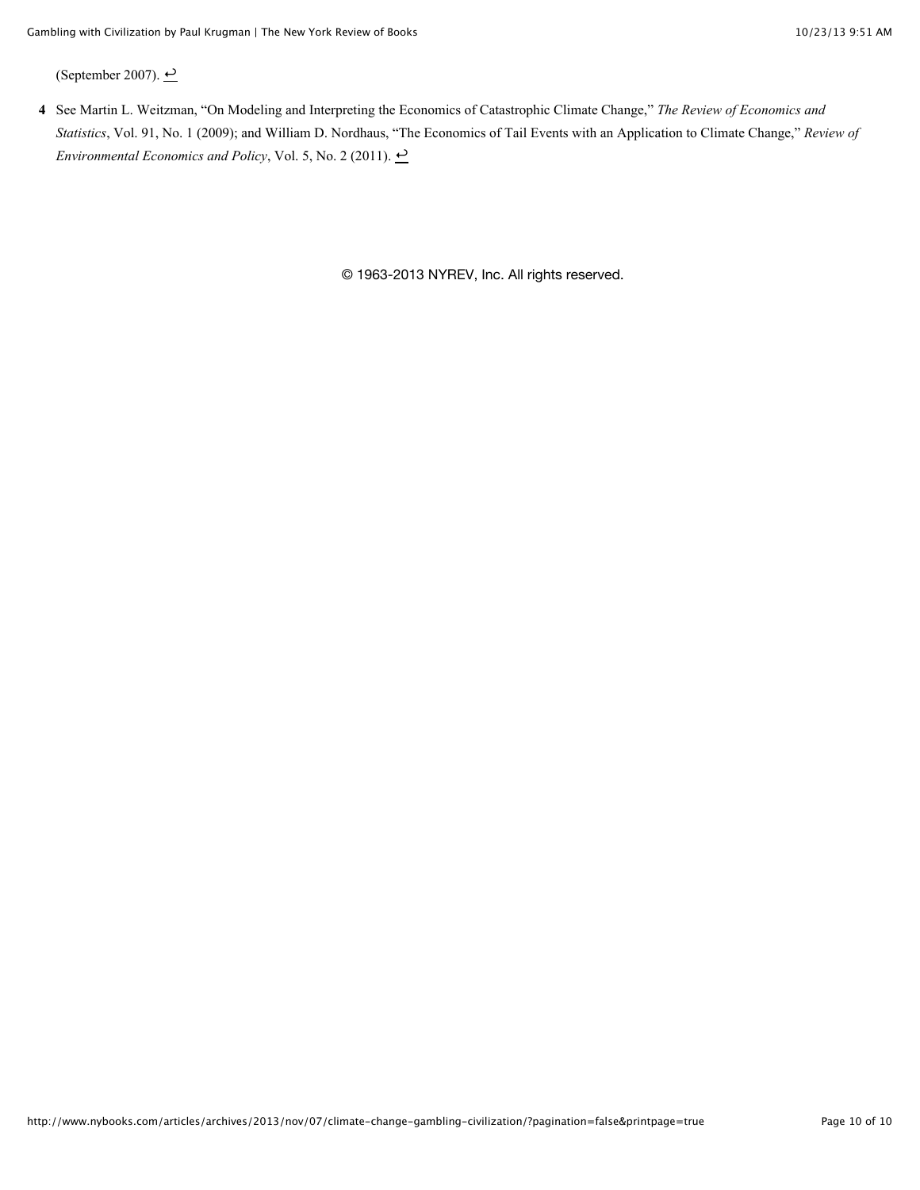(September 2007). ↩

4 See Martin L. Weitzman, "On Modeling and Interpreting the Economics of Catastrophic Climate Change," *The Review of Economics and Statistics*, Vol. 91, No. 1 (2009); and William D. Nordhaus, "The Economics of Tail Events with an Application to Climate Change," *Review of Environmental Economics and Policy*, Vol. 5, No. 2 (2011). ↩

© 1963-2013 NYREV, Inc. All rights reserved.